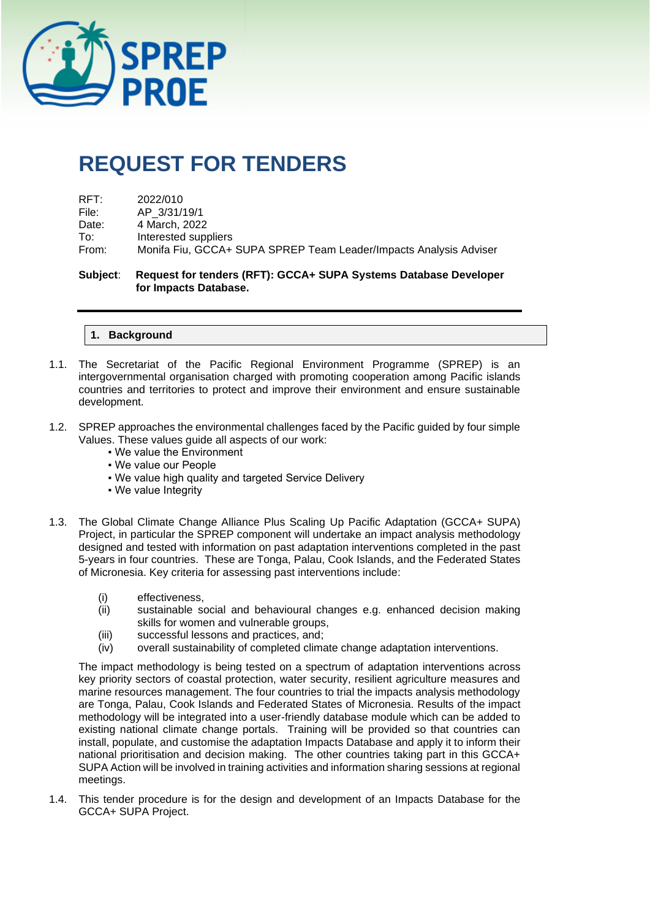# REQUEST FOR TENDERS

RFT: 2022/010
File: AP_3/31/19/1
Date: 4 March, 2022
To: Interested suppliers
From: Monifa Fiu, GCCA+ SUPA SPREP Team Leader/Impacts Analysis Adviser

**Subject**: **Request for tenders (RFT): GCCA+ SUPA Systems Database Developer for Impacts Database.**

---

## 1. Background

1.1. The Secretariat of the Pacific Regional Environment Programme (SPREP) is an intergovernmental organisation charged with promoting cooperation among Pacific islands countries and territories to protect and improve their environment and ensure sustainable development.

1.2. SPREP approaches the environmental challenges faced by the Pacific guided by four simple Values. These values guide all aspects of our work:
- We value the Environment
- We value our People
- We value high quality and targeted Service Delivery
- We value Integrity

1.3. The Global Climate Change Alliance Plus Scaling Up Pacific Adaptation (GCCA+ SUPA) Project, in particular the SPREP component will undertake an impact analysis methodology designed and tested with information on past adaptation interventions completed in the past 5-years in four countries. These are Tonga, Palau, Cook Islands, and the Federated States of Micronesia. Key criteria for assessing past interventions include:

(i) effectiveness,
(ii) sustainable social and behavioural changes e.g. enhanced decision making skills for women and vulnerable groups,
(iii) successful lessons and practices, and;
(iv) overall sustainability of completed climate change adaptation interventions.

The impact methodology is being tested on a spectrum of adaptation interventions across key priority sectors of coastal protection, water security, resilient agriculture measures and marine resources management. The four countries to trial the impacts analysis methodology are Tonga, Palau, Cook Islands and Federated States of Micronesia. Results of the impact methodology will be integrated into a user-friendly database module which can be added to existing national climate change portals. Training will be provided so that countries can install, populate, and customise the adaptation Impacts Database and apply it to inform their national prioritisation and decision making. The other countries taking part in this GCCA+ SUPA Action will be involved in training activities and information sharing sessions at regional meetings.

1.4. This tender procedure is for the design and development of an Impacts Database for the GCCA+ SUPA Project.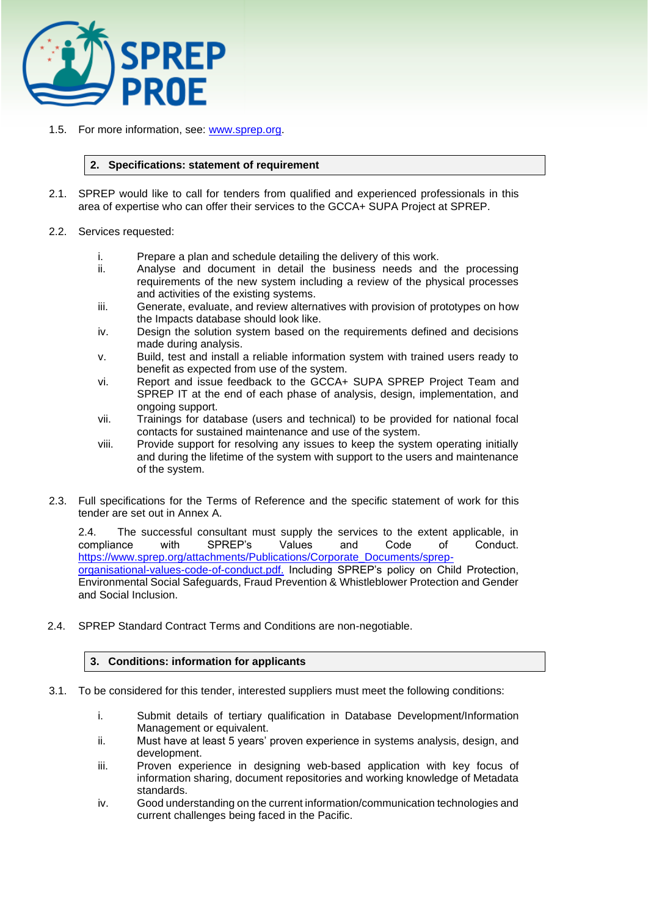1.5. For more information, see: [www.sprep.org](http://www.sprep.org).

## 2. Specifications: statement of requirement

2.1. SPREP would like to call for tenders from qualified and experienced professionals in this area of expertise who can offer their services to the GCCA+ SUPA Project at SPREP.

2.2. Services requested:

i. Prepare a plan and schedule detailing the delivery of this work.

ii. Analyse and document in detail the business needs and the processing requirements of the new system including a review of the physical processes and activities of the existing systems.

iii. Generate, evaluate, and review alternatives with provision of prototypes on how the Impacts database should look like.

iv. Design the solution system based on the requirements defined and decisions made during analysis.

v. Build, test and install a reliable information system with trained users ready to benefit as expected from use of the system.

vi. Report and issue feedback to the GCCA+ SUPA SPREP Project Team and SPREP IT at the end of each phase of analysis, design, implementation, and ongoing support.

vii. Trainings for database (users and technical) to be provided for national focal contacts for sustained maintenance and use of the system.

viii. Provide support for resolving any issues to keep the system operating initially and during the lifetime of the system with support to the users and maintenance of the system.

2.3. Full specifications for the Terms of Reference and the specific statement of work for this tender are set out in Annex A.

2.4. The successful consultant must supply the services to the extent applicable, in compliance with SPREP's Values and Code of Conduct. [https://www.sprep.org/attachments/Publications/Corporate_Documents/sprep-organisational-values-code-of-conduct.pdf.](https://www.sprep.org/attachments/Publications/Corporate_Documents/sprep-organisational-values-code-of-conduct.pdf) Including SPREP's policy on Child Protection, Environmental Social Safeguards, Fraud Prevention & Whistleblower Protection and Gender and Social Inclusion.

2.4. SPREP Standard Contract Terms and Conditions are non-negotiable.

## 3. Conditions: information for applicants

3.1. To be considered for this tender, interested suppliers must meet the following conditions:

i. Submit details of tertiary qualification in Database Development/Information Management or equivalent.

ii. Must have at least 5 years' proven experience in systems analysis, design, and development.

iii. Proven experience in designing web-based application with key focus of information sharing, document repositories and working knowledge of Metadata standards.

iv. Good understanding on the current information/communication technologies and current challenges being faced in the Pacific.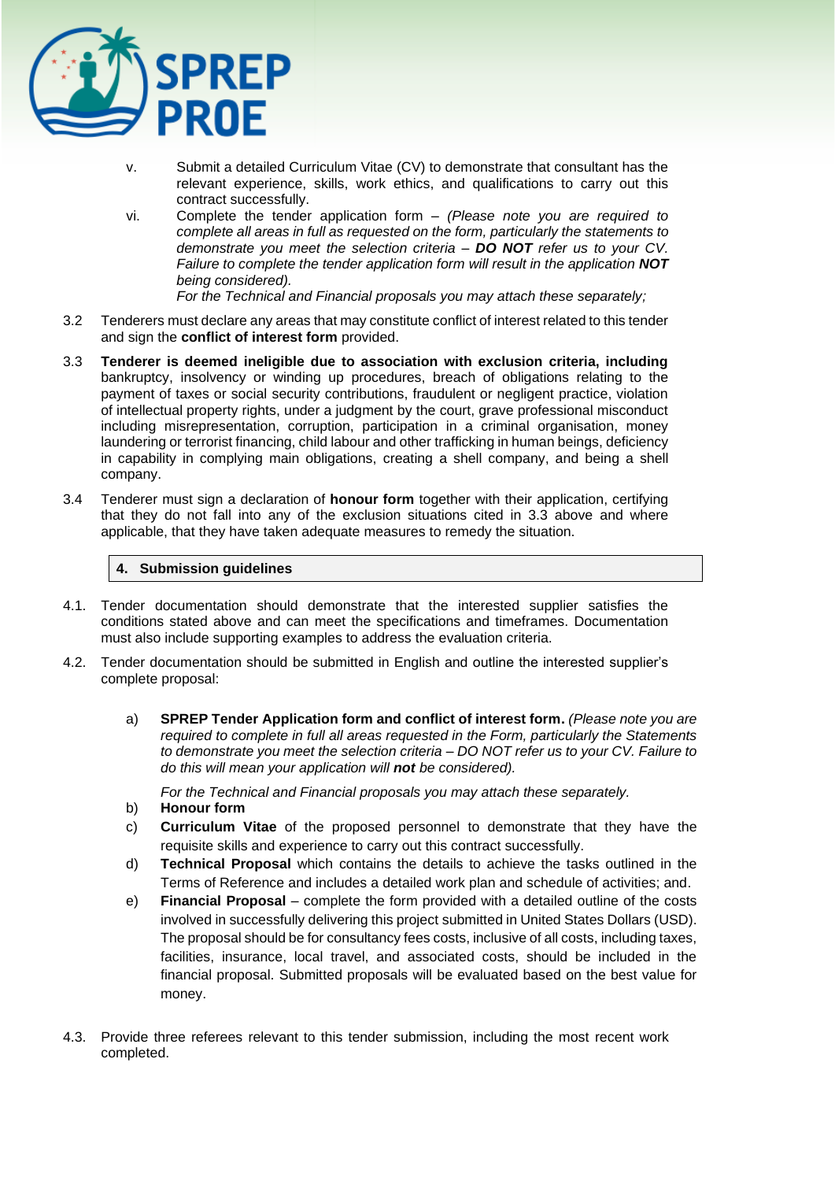v. Submit a detailed Curriculum Vitae (CV) to demonstrate that consultant has the relevant experience, skills, work ethics, and qualifications to carry out this contract successfully.

vi. Complete the tender application form – *(Please note you are required to complete all areas in full as requested on the form, particularly the statements to demonstrate you meet the selection criteria –* ***DO NOT*** *refer us to your CV. Failure to complete the tender application form will result in the application* ***NOT*** *being considered).*

*For the Technical and Financial proposals you may attach these separately;*

3.2 Tenderers must declare any areas that may constitute conflict of interest related to this tender and sign the **conflict of interest form** provided.

3.3 **Tenderer is deemed ineligible due to association with exclusion criteria, including** bankruptcy, insolvency or winding up procedures, breach of obligations relating to the payment of taxes or social security contributions, fraudulent or negligent practice, violation of intellectual property rights, under a judgment by the court, grave professional misconduct including misrepresentation, corruption, participation in a criminal organisation, money laundering or terrorist financing, child labour and other trafficking in human beings, deficiency in capability in complying main obligations, creating a shell company, and being a shell company.

3.4 Tenderer must sign a declaration of **honour form** together with their application, certifying that they do not fall into any of the exclusion situations cited in 3.3 above and where applicable, that they have taken adequate measures to remedy the situation.

## 4. Submission guidelines

4.1. Tender documentation should demonstrate that the interested supplier satisfies the conditions stated above and can meet the specifications and timeframes. Documentation must also include supporting examples to address the evaluation criteria.

4.2. Tender documentation should be submitted in English and outline the interested supplier's complete proposal:

a) **SPREP Tender Application form and conflict of interest form.** *(Please note you are required to complete in full all areas requested in the Form, particularly the Statements to demonstrate you meet the selection criteria – DO NOT refer us to your CV. Failure to do this will mean your application will* ***not*** *be considered).*

*For the Technical and Financial proposals you may attach these separately.*

b) **Honour form**

c) **Curriculum Vitae** of the proposed personnel to demonstrate that they have the requisite skills and experience to carry out this contract successfully.

d) **Technical Proposal** which contains the details to achieve the tasks outlined in the Terms of Reference and includes a detailed work plan and schedule of activities; and.

e) **Financial Proposal** – complete the form provided with a detailed outline of the costs involved in successfully delivering this project submitted in United States Dollars (USD). The proposal should be for consultancy fees costs, inclusive of all costs, including taxes, facilities, insurance, local travel, and associated costs, should be included in the financial proposal. Submitted proposals will be evaluated based on the best value for money.

4.3. Provide three referees relevant to this tender submission, including the most recent work completed.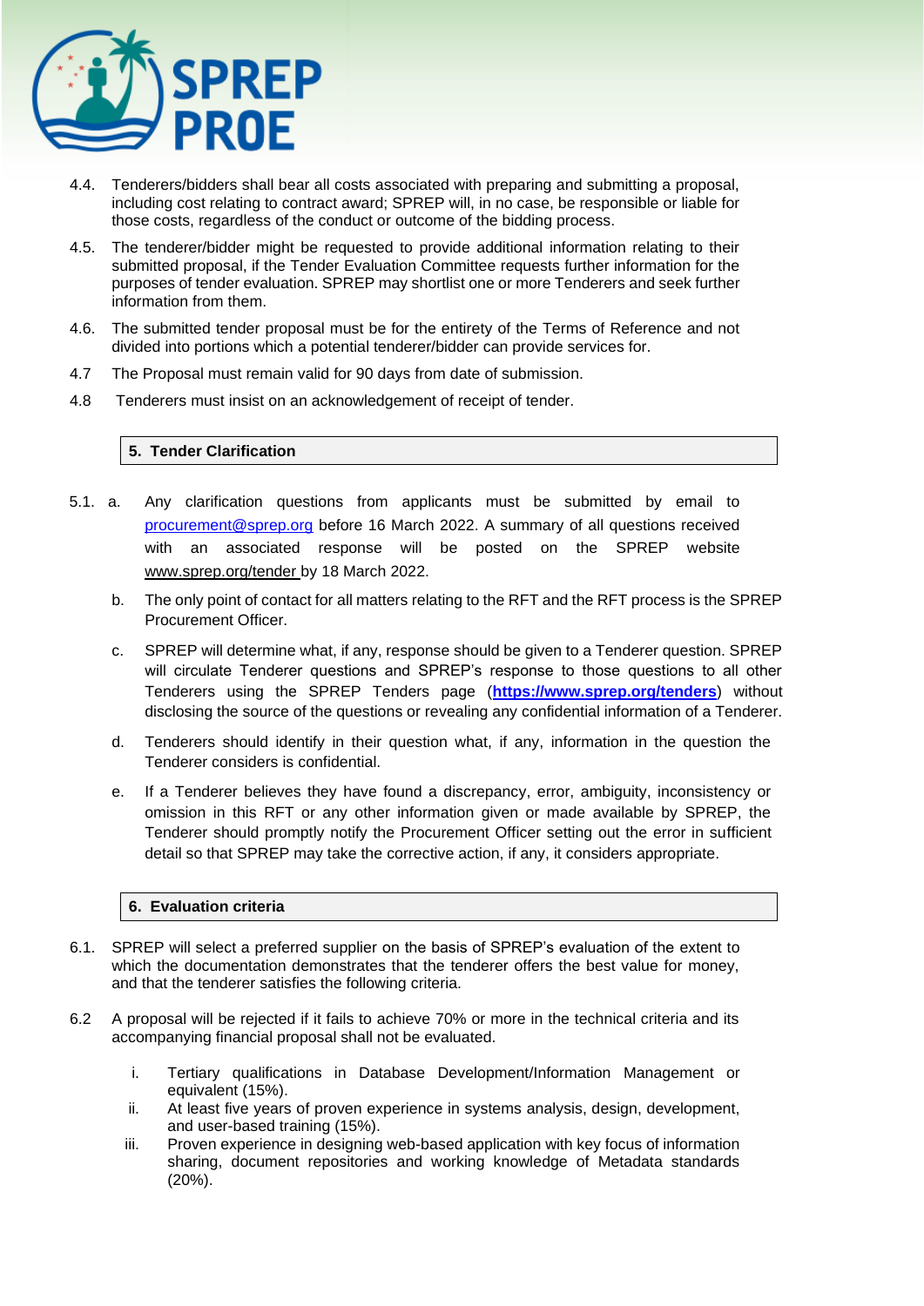4.4. Tenderers/bidders shall bear all costs associated with preparing and submitting a proposal, including cost relating to contract award; SPREP will, in no case, be responsible or liable for those costs, regardless of the conduct or outcome of the bidding process.

4.5. The tenderer/bidder might be requested to provide additional information relating to their submitted proposal, if the Tender Evaluation Committee requests further information for the purposes of tender evaluation. SPREP may shortlist one or more Tenderers and seek further information from them.

4.6. The submitted tender proposal must be for the entirety of the Terms of Reference and not divided into portions which a potential tenderer/bidder can provide services for.

4.7 The Proposal must remain valid for 90 days from date of submission.

4.8 Tenderers must insist on an acknowledgement of receipt of tender.

## 5. Tender Clarification

5.1. a. Any clarification questions from applicants must be submitted by email to procurement@sprep.org before 16 March 2022. A summary of all questions received with an associated response will be posted on the SPREP website www.sprep.org/tender by 18 March 2022.

b. The only point of contact for all matters relating to the RFT and the RFT process is the SPREP Procurement Officer.

c. SPREP will determine what, if any, response should be given to a Tenderer question. SPREP will circulate Tenderer questions and SPREP's response to those questions to all other Tenderers using the SPREP Tenders page (**https://www.sprep.org/tenders**) without disclosing the source of the questions or revealing any confidential information of a Tenderer.

d. Tenderers should identify in their question what, if any, information in the question the Tenderer considers is confidential.

e. If a Tenderer believes they have found a discrepancy, error, ambiguity, inconsistency or omission in this RFT or any other information given or made available by SPREP, the Tenderer should promptly notify the Procurement Officer setting out the error in sufficient detail so that SPREP may take the corrective action, if any, it considers appropriate.

## 6. Evaluation criteria

6.1. SPREP will select a preferred supplier on the basis of SPREP's evaluation of the extent to which the documentation demonstrates that the tenderer offers the best value for money, and that the tenderer satisfies the following criteria.

6.2 A proposal will be rejected if it fails to achieve 70% or more in the technical criteria and its accompanying financial proposal shall not be evaluated.

i. Tertiary qualifications in Database Development/Information Management or equivalent (15%).

ii. At least five years of proven experience in systems analysis, design, development, and user-based training (15%).

iii. Proven experience in designing web-based application with key focus of information sharing, document repositories and working knowledge of Metadata standards (20%).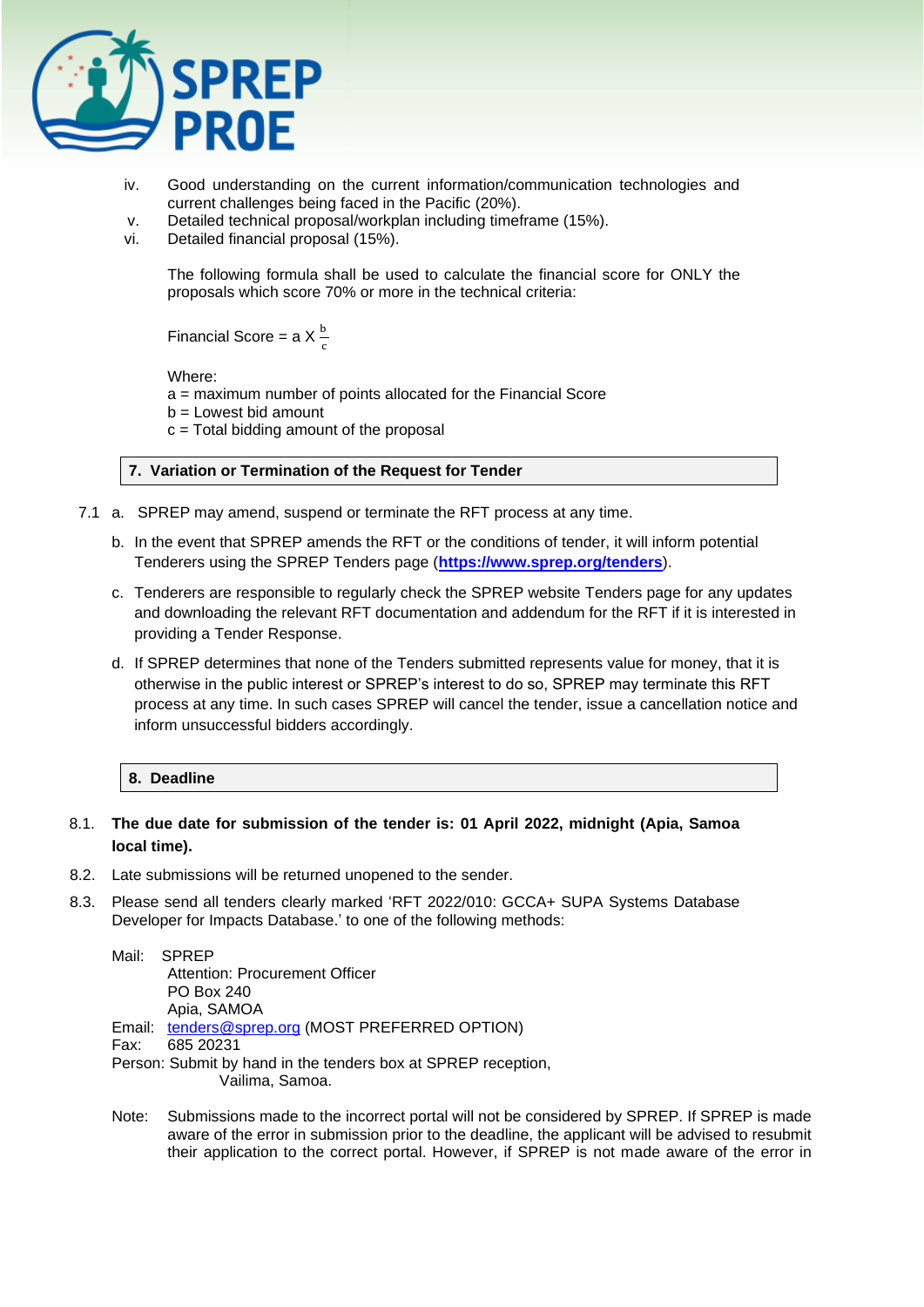iv. Good understanding on the current information/communication technologies and current challenges being faced in the Pacific (20%).
v. Detailed technical proposal/workplan including timeframe (15%).
vi. Detailed financial proposal (15%).

The following formula shall be used to calculate the financial score for ONLY the proposals which score 70% or more in the technical criteria:

Financial Score = a X $\frac{b}{c}$

Where:
a = maximum number of points allocated for the Financial Score
b = Lowest bid amount
c = Total bidding amount of the proposal

## 7. Variation or Termination of the Request for Tender

7.1 a. SPREP may amend, suspend or terminate the RFT process at any time.

b. In the event that SPREP amends the RFT or the conditions of tender, it will inform potential Tenderers using the SPREP Tenders page (**https://www.sprep.org/tenders**).

c. Tenderers are responsible to regularly check the SPREP website Tenders page for any updates and downloading the relevant RFT documentation and addendum for the RFT if it is interested in providing a Tender Response.

d. If SPREP determines that none of the Tenders submitted represents value for money, that it is otherwise in the public interest or SPREP's interest to do so, SPREP may terminate this RFT process at any time. In such cases SPREP will cancel the tender, issue a cancellation notice and inform unsuccessful bidders accordingly.

## 8. Deadline

8.1. **The due date for submission of the tender is: 01 April 2022, midnight (Apia, Samoa local time).**

8.2. Late submissions will be returned unopened to the sender.

8.3. Please send all tenders clearly marked 'RFT 2022/010: GCCA+ SUPA Systems Database Developer for Impacts Database.' to one of the following methods:

Mail: SPREP
Attention: Procurement Officer
PO Box 240
Apia, SAMOA
Email: tenders@sprep.org (MOST PREFERRED OPTION)
Fax: 685 20231
Person: Submit by hand in the tenders box at SPREP reception, Vailima, Samoa.

Note: Submissions made to the incorrect portal will not be considered by SPREP. If SPREP is made aware of the error in submission prior to the deadline, the applicant will be advised to resubmit their application to the correct portal. However, if SPREP is not made aware of the error in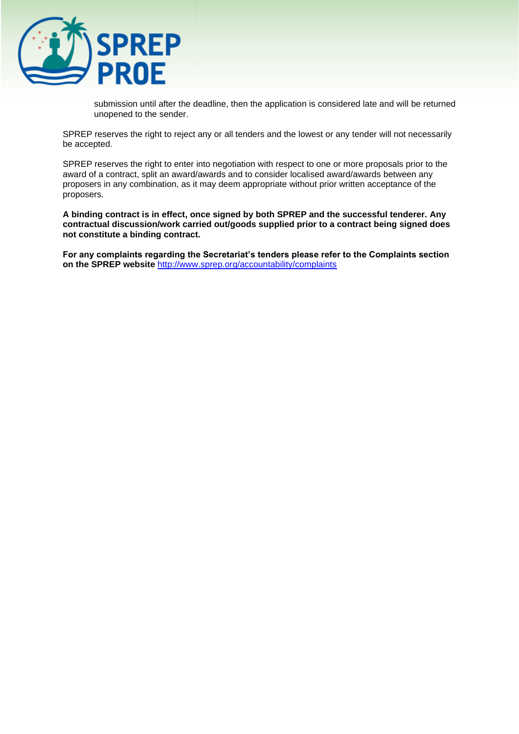submission until after the deadline, then the application is considered late and will be returned unopened to the sender.

SPREP reserves the right to reject any or all tenders and the lowest or any tender will not necessarily be accepted.

SPREP reserves the right to enter into negotiation with respect to one or more proposals prior to the award of a contract, split an award/awards and to consider localised award/awards between any proposers in any combination, as it may deem appropriate without prior written acceptance of the proposers.

**A binding contract is in effect, once signed by both SPREP and the successful tenderer. Any contractual discussion/work carried out/goods supplied prior to a contract being signed does not constitute a binding contract.**

**For any complaints regarding the Secretariat's tenders please refer to the Complaints section on the SPREP website** http://www.sprep.org/accountability/complaints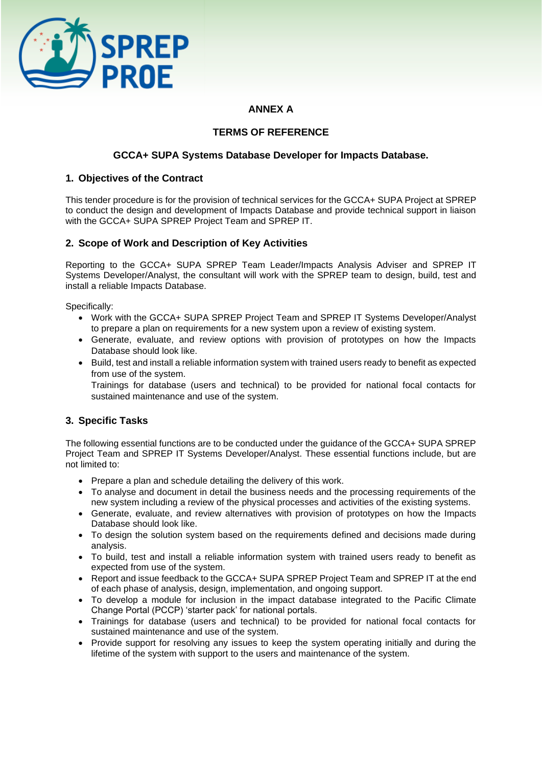**ANNEX A**

**TERMS OF REFERENCE**

**GCCA+ SUPA Systems Database Developer for Impacts Database.**

## 1. Objectives of the Contract

This tender procedure is for the provision of technical services for the GCCA+ SUPA Project at SPREP to conduct the design and development of Impacts Database and provide technical support in liaison with the GCCA+ SUPA SPREP Project Team and SPREP IT.

## 2. Scope of Work and Description of Key Activities

Reporting to the GCCA+ SUPA SPREP Team Leader/Impacts Analysis Adviser and SPREP IT Systems Developer/Analyst, the consultant will work with the SPREP team to design, build, test and install a reliable Impacts Database.

Specifically:

- Work with the GCCA+ SUPA SPREP Project Team and SPREP IT Systems Developer/Analyst to prepare a plan on requirements for a new system upon a review of existing system.
- Generate, evaluate, and review options with provision of prototypes on how the Impacts Database should look like.
- Build, test and install a reliable information system with trained users ready to benefit as expected from use of the system.
  Trainings for database (users and technical) to be provided for national focal contacts for sustained maintenance and use of the system.

## 3. Specific Tasks

The following essential functions are to be conducted under the guidance of the GCCA+ SUPA SPREP Project Team and SPREP IT Systems Developer/Analyst. These essential functions include, but are not limited to:

- Prepare a plan and schedule detailing the delivery of this work.
- To analyse and document in detail the business needs and the processing requirements of the new system including a review of the physical processes and activities of the existing systems.
- Generate, evaluate, and review alternatives with provision of prototypes on how the Impacts Database should look like.
- To design the solution system based on the requirements defined and decisions made during analysis.
- To build, test and install a reliable information system with trained users ready to benefit as expected from use of the system.
- Report and issue feedback to the GCCA+ SUPA SPREP Project Team and SPREP IT at the end of each phase of analysis, design, implementation, and ongoing support.
- To develop a module for inclusion in the impact database integrated to the Pacific Climate Change Portal (PCCP) 'starter pack' for national portals.
- Trainings for database (users and technical) to be provided for national focal contacts for sustained maintenance and use of the system.
- Provide support for resolving any issues to keep the system operating initially and during the lifetime of the system with support to the users and maintenance of the system.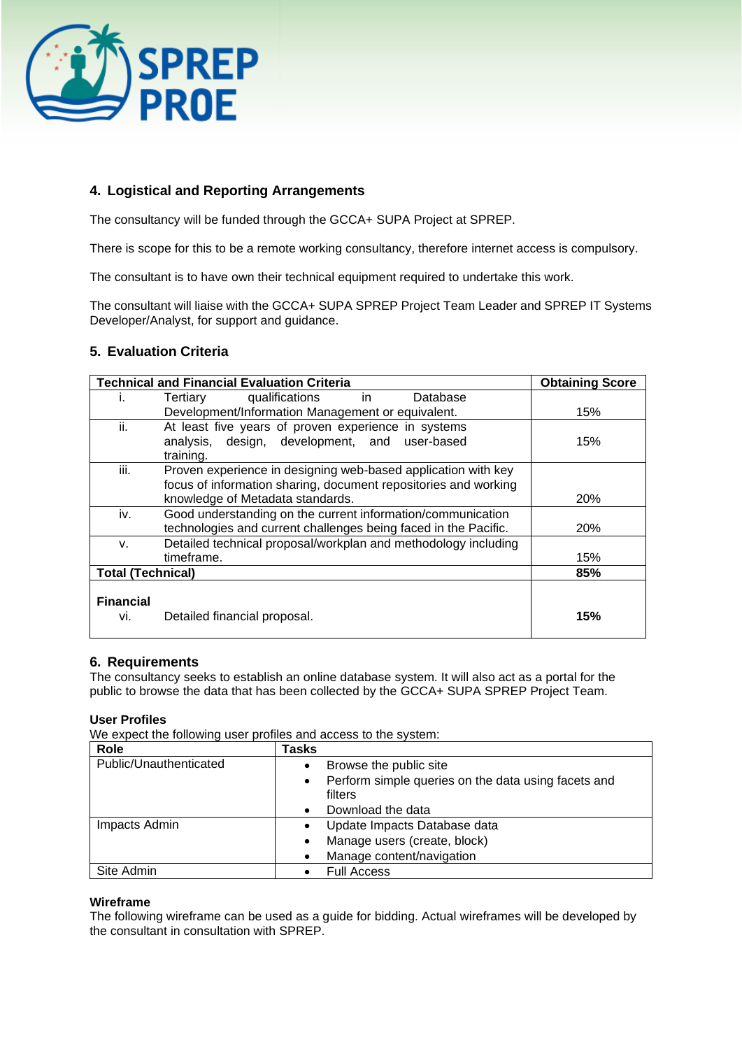## 4. Logistical and Reporting Arrangements

The consultancy will be funded through the GCCA+ SUPA Project at SPREP.

There is scope for this to be a remote working consultancy, therefore internet access is compulsory.

The consultant is to have own their technical equipment required to undertake this work.

The consultant will liaise with the GCCA+ SUPA SPREP Project Team Leader and SPREP IT Systems Developer/Analyst, for support and guidance.

## 5. Evaluation Criteria

| Technical and Financial Evaluation Criteria | | Obtaining Score |
|---|---|---|
| i. | Tertiary qualifications in Database Development/Information Management or equivalent. | 15% |
| ii. | At least five years of proven experience in systems analysis, design, development, and user-based training. | 15% |
| iii. | Proven experience in designing web-based application with key focus of information sharing, document repositories and working knowledge of Metadata standards. | 20% |
| iv. | Good understanding on the current information/communication technologies and current challenges being faced in the Pacific. | 20% |
| v. | Detailed technical proposal/workplan and methodology including timeframe. | 15% |
| **Total (Technical)** | | **85%** |
| **Financial** | | |
| vi. | Detailed financial proposal. | **15%** |

## 6. Requirements

The consultancy seeks to establish an online database system. It will also act as a portal for the public to browse the data that has been collected by the GCCA+ SUPA SPREP Project Team.

**User Profiles**

We expect the following user profiles and access to the system:

| Role | Tasks |
|---|---|
| Public/Unauthenticated | • Browse the public site<br>• Perform simple queries on the data using facets and filters<br>• Download the data |
| Impacts Admin | • Update Impacts Database data<br>• Manage users (create, block)<br>• Manage content/navigation |
| Site Admin | • Full Access |

**Wireframe**

The following wireframe can be used as a guide for bidding. Actual wireframes will be developed by the consultant in consultation with SPREP.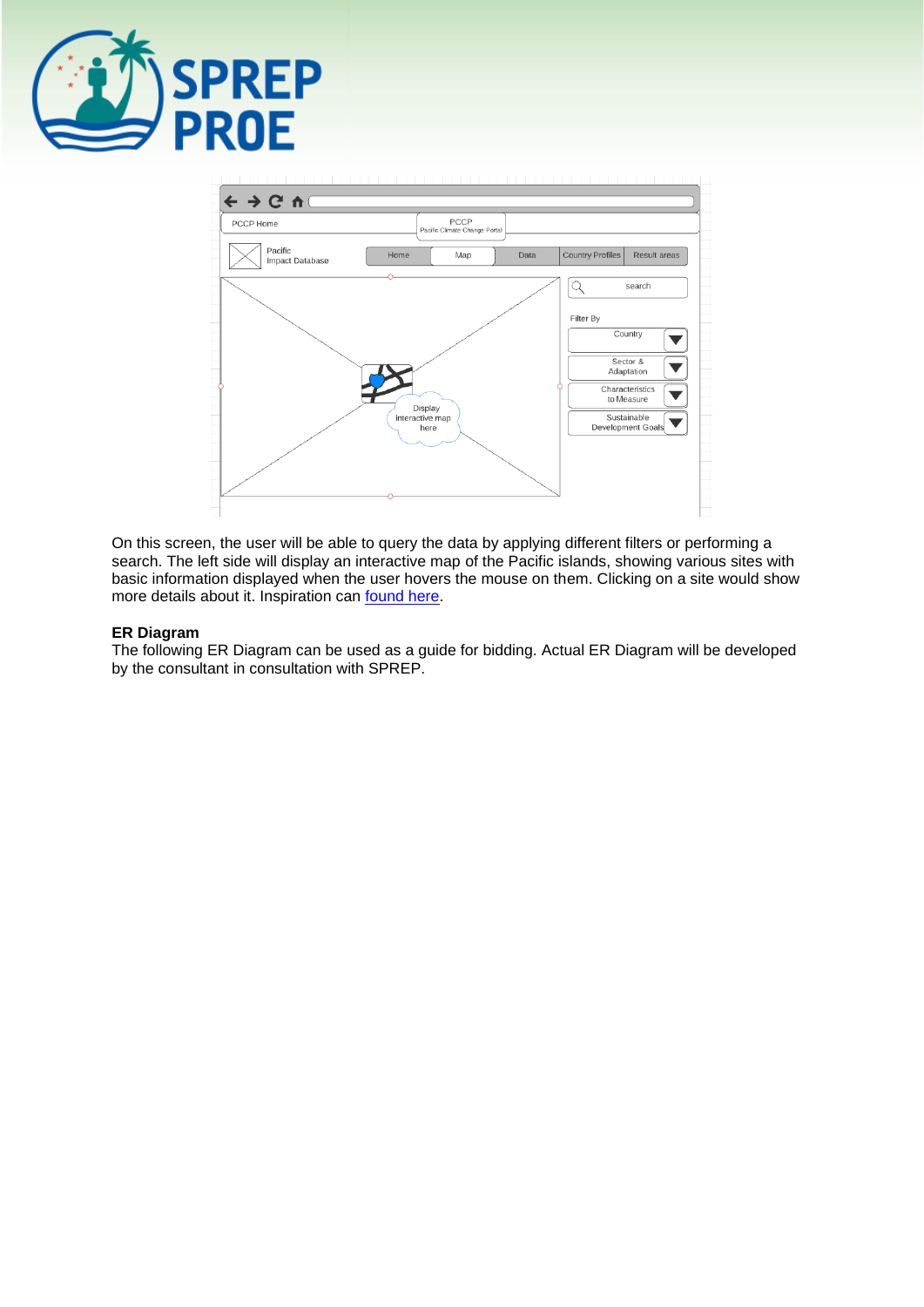On this screen, the user will be able to query the data by applying different filters or performing a search. The left side will display an interactive map of the Pacific islands, showing various sites with basic information displayed when the user hovers the mouse on them. Clicking on a site would show more details about it. Inspiration can found here.

**ER Diagram**

The following ER Diagram can be used as a guide for bidding. Actual ER Diagram will be developed by the consultant in consultation with SPREP.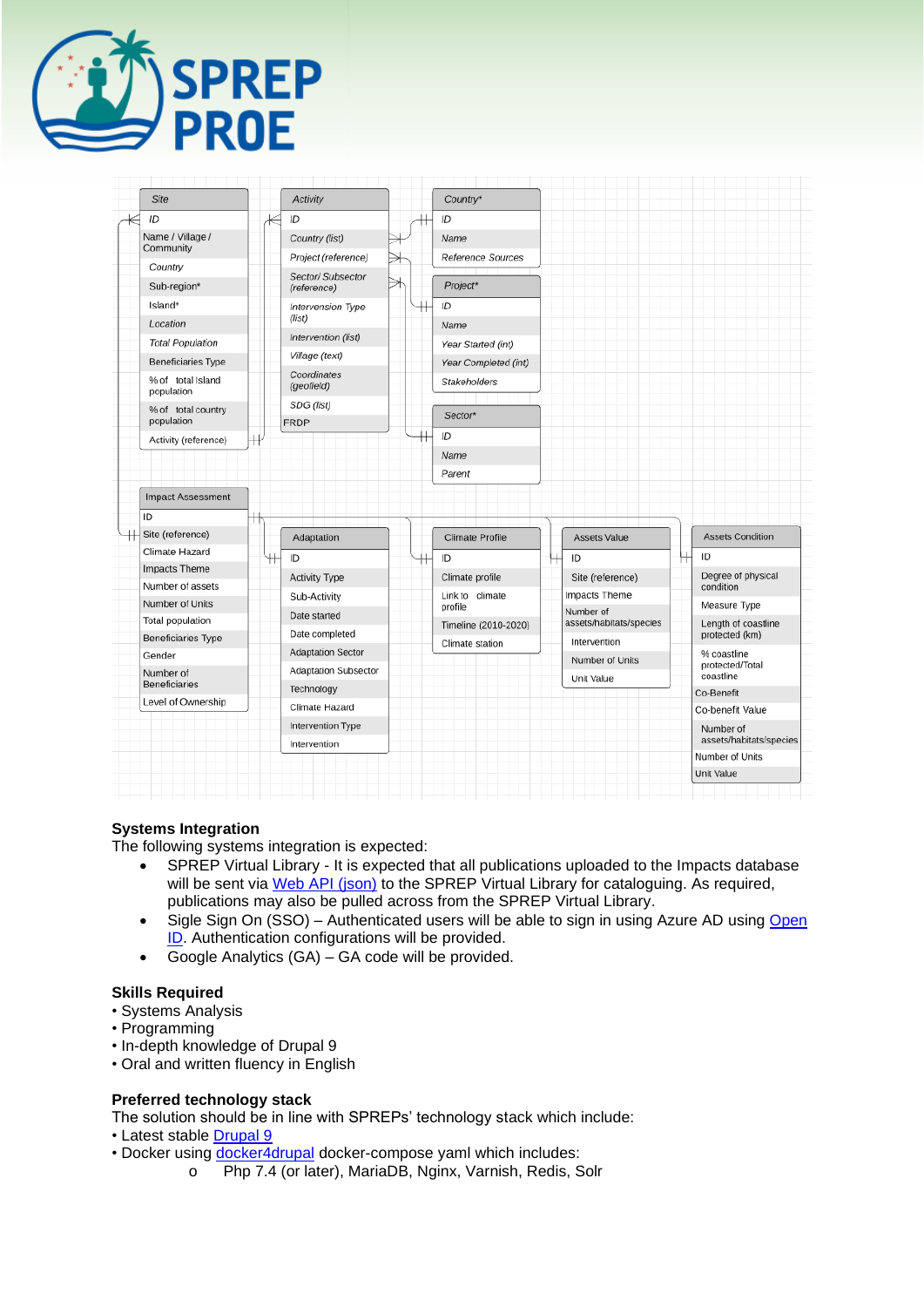**Site**
- ID
- Name / Village / Community
- Country
- Sub-region*
- Island*
- Location
- Total Population
- Beneficiaries Type
- % of total Island population
- % of total country population
- Activity (reference)

**Activity**
- ID
- Country (list)
- Project (reference)
- Sector/ Subsector (reference)
- Intervension Type (list)
- Intervention (list)
- Village (text)
- Coordinates (geofield)
- SDG (list)
- FRDP

**Country***
- ID
- Name
- Reference Sources

**Project***
- ID
- Name
- Year Started (int)
- Year Completed (int)
- Stakeholders

**Sector***
- ID
- Name
- Parent

**Impact Assessment**
- ID
- Site (reference)
- Climate Hazard
- Impacts Theme
- Number of assets
- Number of Units
- Total population
- Beneficiaries Type
- Gender
- Number of Beneficiaries
- Level of Ownership

**Adaptation**
- ID
- Activity Type
- Sub-Activity
- Date started
- Date completed
- Adaptation Sector
- Adaptation Subsector
- Technology
- Climate Hazard
- Intervention Type
- Intervention

**Climate Profile**
- ID
- Climate profile
- Link to climate profile
- Timeline (2010-2020)
- Climate station

**Assets Value**
- ID
- Site (reference)
- Impacts Theme
- Number of assets/habitats/species
- Intervention
- Number of Units
- Unit Value

**Assets Condition**
- ID
- Degree of physical condition
- Measure Type
- Length of coastline protected (km)
- % coastline protected/Total coastline
- Co-Benefit
- Co-benefit Value
- Number of assets/habitats/species
- Number of Units
- Unit Value

## Systems Integration

The following systems integration is expected:

- SPREP Virtual Library - It is expected that all publications uploaded to the Impacts database will be sent via Web API (json) to the SPREP Virtual Library for cataloguing. As required, publications may also be pulled across from the SPREP Virtual Library.
- Sigle Sign On (SSO) – Authenticated users will be able to sign in using Azure AD using Open ID. Authentication configurations will be provided.
- Google Analytics (GA) – GA code will be provided.

## Skills Required

- Systems Analysis
- Programming
- In-depth knowledge of Drupal 9
- Oral and written fluency in English

## Preferred technology stack

The solution should be in line with SPREPs' technology stack which include:

- Latest stable Drupal 9
- Docker using docker4drupal docker-compose yaml which includes:
  - Php 7.4 (or later), MariaDB, Nginx, Varnish, Redis, Solr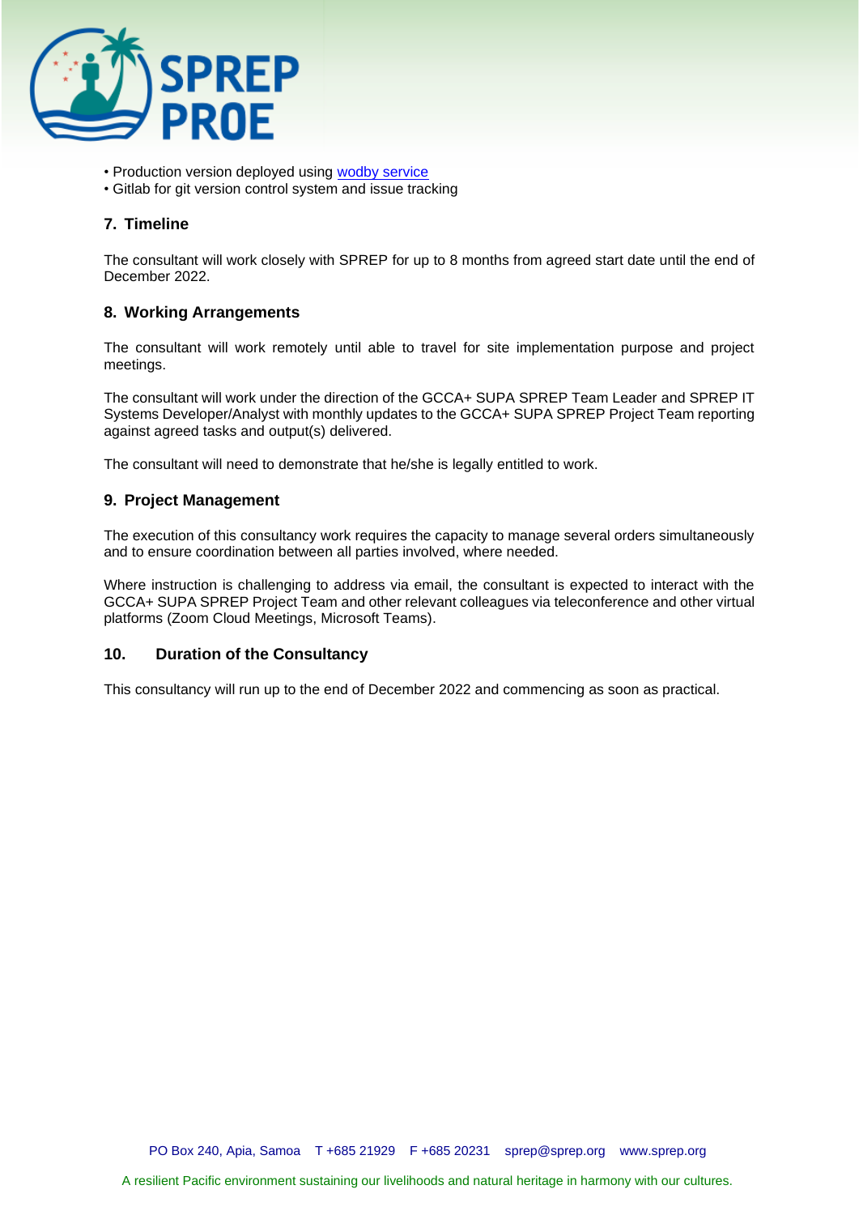- Production version deployed using [wodby service]
- Gitlab for git version control system and issue tracking

## 7. Timeline

The consultant will work closely with SPREP for up to 8 months from agreed start date until the end of December 2022.

## 8. Working Arrangements

The consultant will work remotely until able to travel for site implementation purpose and project meetings.

The consultant will work under the direction of the GCCA+ SUPA SPREP Team Leader and SPREP IT Systems Developer/Analyst with monthly updates to the GCCA+ SUPA SPREP Project Team reporting against agreed tasks and output(s) delivered.

The consultant will need to demonstrate that he/she is legally entitled to work.

## 9. Project Management

The execution of this consultancy work requires the capacity to manage several orders simultaneously and to ensure coordination between all parties involved, where needed.

Where instruction is challenging to address via email, the consultant is expected to interact with the GCCA+ SUPA SPREP Project Team and other relevant colleagues via teleconference and other virtual platforms (Zoom Cloud Meetings, Microsoft Teams).

## 10. Duration of the Consultancy

This consultancy will run up to the end of December 2022 and commencing as soon as practical.